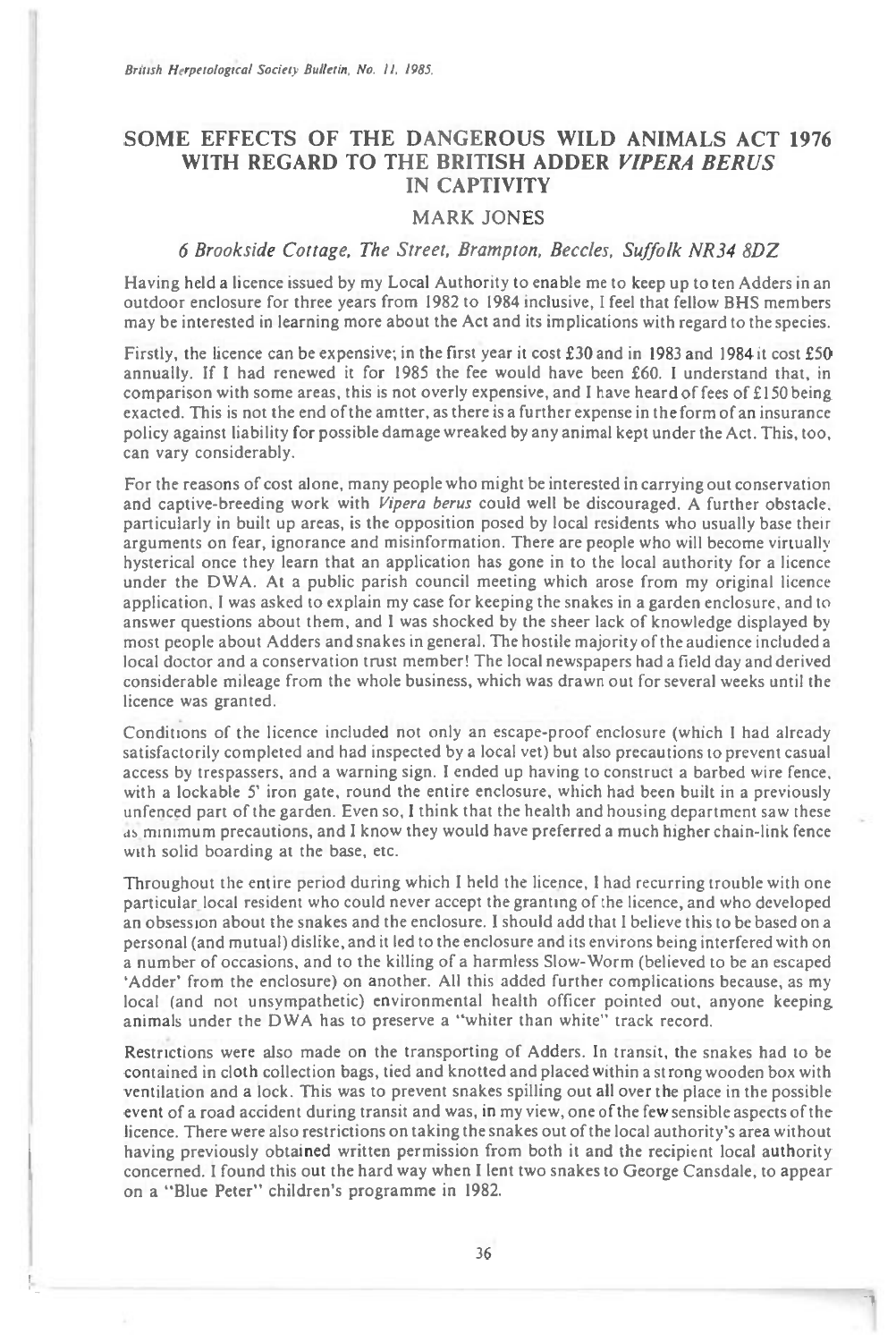# SOME EFFECTS OF THE DANGEROUS WILD ANIMALS ACT 1976 WITH REGARD TO THE BRITISH ADDER *VIPERA BERUS* IN CAPTIVITY

## MARK JONES

*6 Brookside Cottage, The Street, Brampton, Beccles, Suffolk NR34 8DZ*

Having held a licence issued by my Local Authority to enable me to keep up to ten Adders in an outdoor enclosure for three years from 1982 to 1984 inclusive, I feel that fellow BHS members may be interested in learning more about the Act and its implications with regard to the species.

Firstly, the licence can be expensive; in the first year it cost £30 and in 1983 and 1984 it cost £50 annually. If I had renewed it for 1985 the fee would have been £60. I understand that, in comparison with some areas, this is not overly expensive, and I have heard of fees of £150 being exacted. This is not the end of the amtter, as there is a further expense in the form of an insurance policy against liability for possible damage wreaked by any animal kept under the Act. This, too, can vary considerably.

For the reasons of cost alone, many people who might be interested in carrying out conservation and captive-breeding work with *Vipera berus* could well be discouraged. A further obstacle, particularly in built up areas, is the opposition posed by local residents who usually base their arguments on fear, ignorance and misinformation. There are people who will become virtually hysterical once they learn that an application has gone in to the local authority for a licence under the DWA. At a public parish council meeting which arose from my original licence application, I was asked to explain my case for keeping the snakes in a garden enclosure, and to answer questions about them, and I was shocked by the sheer lack of knowledge displayed by most people about Adders and snakes in general. The hostile majority of the audience included a local doctor and a conservation trust member! The local newspapers had a field day and derived considerable mileage from the whole business, which was drawn out for several weeks until the licence was granted.

Conditions of the licence included not only an escape-proof enclosure (which I had already satisfactorily completed and had inspected by a local vet) but also precautions to prevent casual access by trespassers, and a warning sign. I ended up having to construct a barbed wire fence, with a lockable 5' iron gate, round the entire enclosure, which had been built in a previously unfenced part of the garden. Even so, I think that the health and housing department saw these as minimum precautions, and I know they would have preferred a much higher chain-link fence with solid boarding at the base, etc.

Throughout the entire period during which I held the licence, I had recurring trouble with one particular local resident who could never accept the granting of the licence, and who developed an obsession about the snakes and the enclosure. I should add that I believe this to be based on a personal (and mutual) dislike, and it led to the enclosure and its environs being interfered with on a number of occasions, and to the killing of a harmless Slow-Worm (believed to be an escaped 'Adder' from the enclosure) on another. All this added further complications because, as my local (and not unsympathetic) environmental health officer pointed out, anyone keeping animals under the DWA has to preserve a "whiter than white" track record.

Restrictions were also made on the transporting of Adders. In transit, the snakes had to be contained in cloth collection bags, tied and knotted and placed within a strong wooden box with ventilation and a lock. This was to prevent snakes spilling out all over the place in the possible event of a road accident during transit and was, in my view, one of the few sensible aspects of the licence. There were also restrictions on taking the snakes out of the local authority's area without having previously obtained written permission from both it and the recipient local authority concerned. I found this out the hard way when I lent two snakes to George Cansdale, to appear on a "Blue Peter" children's programme in 1982.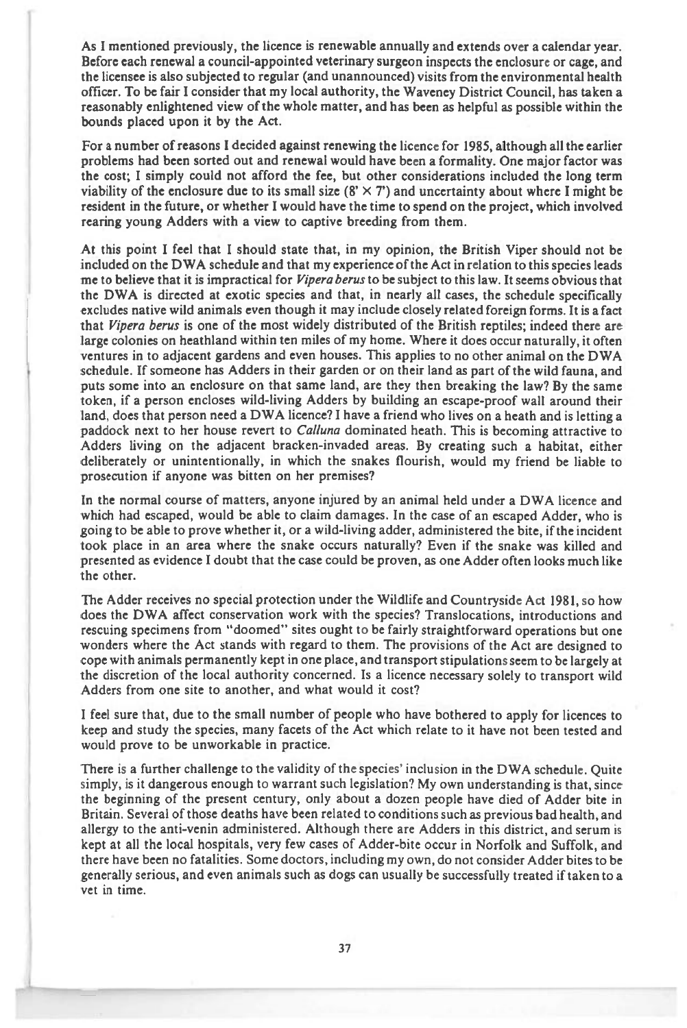As I mentioned previously, the licence is renewable annually and extends over a calendar year. Before each renewal a council-appointed veterinary surgeon inspects the enclosure or cage, and the licensee is also subjected to regular (and unannounced) visits from the environmental health officer. To be fair I consider that my local authority, the Waveney District Council, has taken a reasonably enlightened view of the whole matter, and has been as helpful as possible within the bounds placed upon it by the Act.

For a number of reasons I decided against renewing the licence for 1985, although all the earlier problems had been sorted out and renewal would have been a formality. One major factor was the cost; I simply could not afford the fee, but other considerations included the long term viability of the enclosure due to its small size (8' × 7') and uncertainty about where I might be resident in the future, or whether I would have the time to spend on the project, which involved rearing young Adders with a view to captive breeding from them.

At this point I feel that I should state that, in my opinion, the British Viper should not be included on the DWA schedule and that my experience of the Act in relation to this species leads me to believe that it is impractical for *Vipera berus* to be subject to this law. It seems obvious that the DWA is directed at exotic species and that, in nearly all cases, the schedule specifically excludes native wild animals even though it may include closely related foreign forms. It is a fact that *Vipera berus* is one of the most widely distributed of the British reptiles; indeed there are large colonies on heathland within ten miles of my home. Where it does occur naturally, it often ventures in to adjacent gardens and even houses. This applies to no other animal on the DWA schedule. If someone has Adders in their garden or on their land as part of the wild fauna, and puts some into an enclosure on that same land, are they then breaking the law? By the same token, if a person encloses wild-living Adders by building an escape-proof wall around their land, does that person need a DWA licence? I have a friend who lives on a heath and is letting a paddock next to her house revert to *Calluna* dominated heath. This is becoming attractive to Adders living on the adjacent bracken-invaded areas. By creating such a habitat, either deliberately or unintentionally, in which the snakes flourish, would my friend be liable to prosecution if anyone was bitten on her premises?

In the normal course of matters, anyone injured by an animal held under a DWA licence and which had escaped, would be able to claim damages. In the case of an escaped Adder, who is going to be able to prove whether it, or a wild-living adder, administered the bite, if the incident took place in an area where the snake occurs naturally? Even if the snake was killed and presented as evidence I doubt that the case could be proven, as one Adder often looks much like the other.

The Adder receives no special protection under the Wildlife and Countryside Act 1981, so how does the DWA affect conservation work with the species? Translocations, introductions and rescuing specimens from "doomed" sites ought to be fairly straightforward operations but one wonders where the Act stands with regard to them. The provisions of the Act are designed to cope with animals permanently kept in one place, and transport stipulations seem to be largely at the discretion of the local authority concerned. Is a licence necessary solely to transport wild Adders from one site to another, and what would it cost?

I feel sure that, due to the small number of people who have bothered to apply for licences to keep and study the species, many facets of the Act which relate to it have not been tested and would prove to be unworkable in practice.

There is a further challenge to the validity of the species' inclusion in the DWA schedule. Quite simply, is it dangerous enough to warrant such legislation? My own understanding is that, since the beginning of the present century, only about a dozen people have died of Adder bite in Britain. Several of those deaths have been related to conditions such as previous bad health, and allergy to the anti-venin administered. Although there are Adders in this district, and serum is kept at all the local hospitals, very few cases of Adder-bite occur in Norfolk and Suffolk, and there have been no fatalities. Some doctors, including my own, do not consider Adder bites to be generally serious, and even animals such as dogs can usually be successfully treated if taken to a vet in time.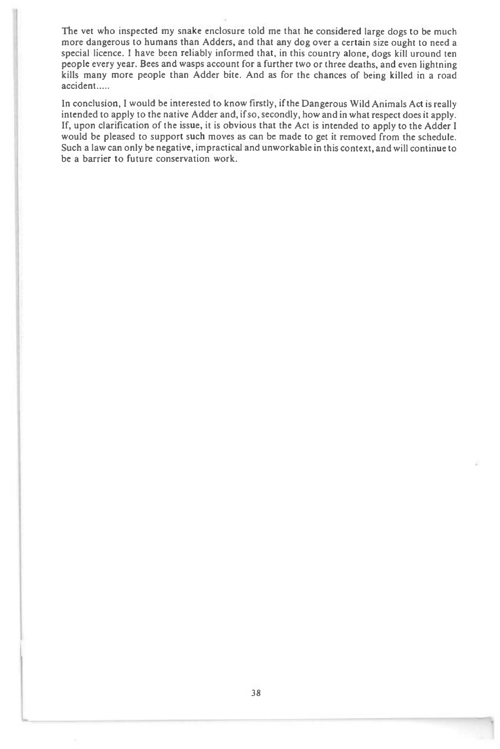The vet who inspected my snake enclosure told me that he considered large dogs to be much more dangerous to humans than Adders, and that any dog over a certain size ought to need a special licence. I have been reliably informed that, in this country alone, dogs kill uround ten people every year. Bees and wasps account for a further two or three deaths, and even lightning kills many more people than Adder bite. And as for the chances of being killed in a road accident.....

In conclusion, I would be interested to know firstly, if the Dangerous Wild Animals Act is really intended to apply to the native Adder and, if so, secondly, how and in what respect does it apply. If, upon clarification of the issue, it is obvious that the Act is intended to apply to the Adder I would be pleased to support such moves as can be made to get it removed from the schedule. Such a law can only be negative, impractical and unworkable in this context, and will continue to be a barrier to future conservation work.